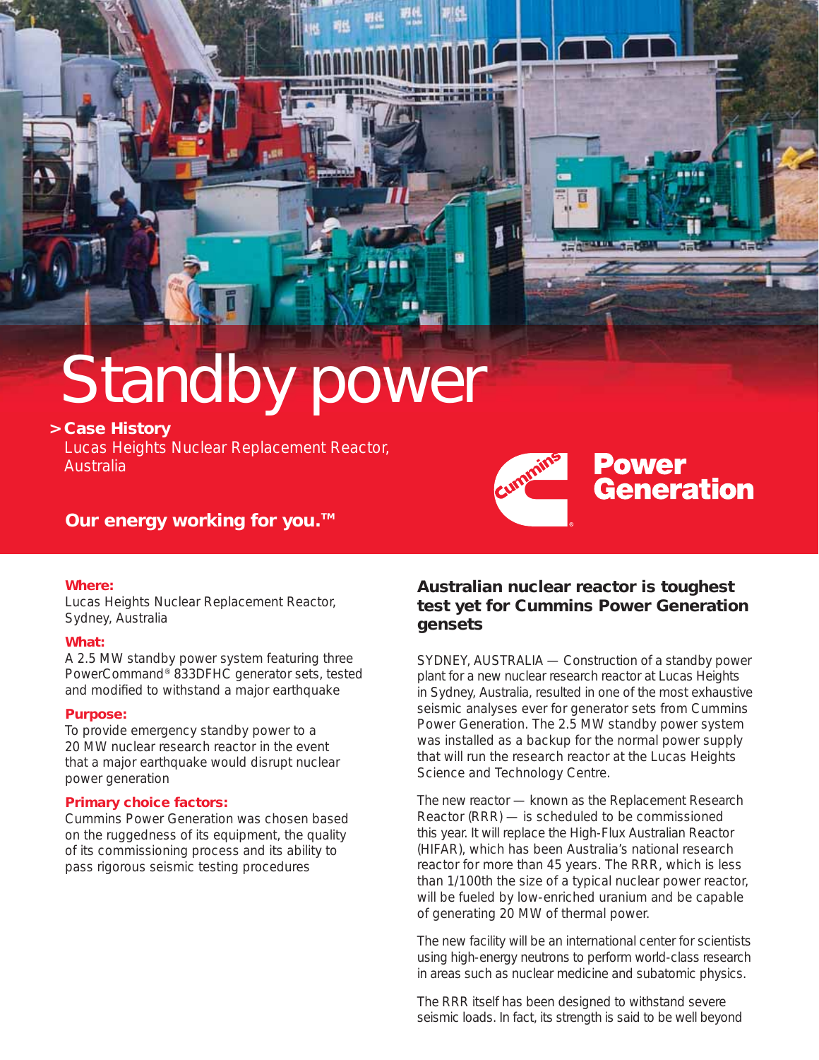# Standby power

**> Case History**

Lucas Heights Nuclear Replacement Reactor, Australia

**Our energy working for you.™**

Cummins Power Generation

**Where:**
Lucas Heights Nuclear Replacement Reactor, Sydney, Australia

**What:**
A 2.5 MW standby power system featuring three PowerCommand® 833DFHC generator sets, tested and modified to withstand a major earthquake

**Purpose:**
To provide emergency standby power to a 20 MW nuclear research reactor in the event that a major earthquake would disrupt nuclear power generation

**Primary choice factors:**
Cummins Power Generation was chosen based on the ruggedness of its equipment, the quality of its commissioning process and its ability to pass rigorous seismic testing procedures

## Australian nuclear reactor is toughest test yet for Cummins Power Generation gensets

SYDNEY, AUSTRALIA — Construction of a standby power plant for a new nuclear research reactor at Lucas Heights in Sydney, Australia, resulted in one of the most exhaustive seismic analyses ever for generator sets from Cummins Power Generation. The 2.5 MW standby power system was installed as a backup for the normal power supply that will run the research reactor at the Lucas Heights Science and Technology Centre.

The new reactor — known as the Replacement Research Reactor (RRR) — is scheduled to be commissioned this year. It will replace the High-Flux Australian Reactor (HIFAR), which has been Australia's national research reactor for more than 45 years. The RRR, which is less than 1/100th the size of a typical nuclear power reactor, will be fueled by low-enriched uranium and be capable of generating 20 MW of thermal power.

The new facility will be an international center for scientists using high-energy neutrons to perform world-class research in areas such as nuclear medicine and subatomic physics.

The RRR itself has been designed to withstand severe seismic loads. In fact, its strength is said to be well beyond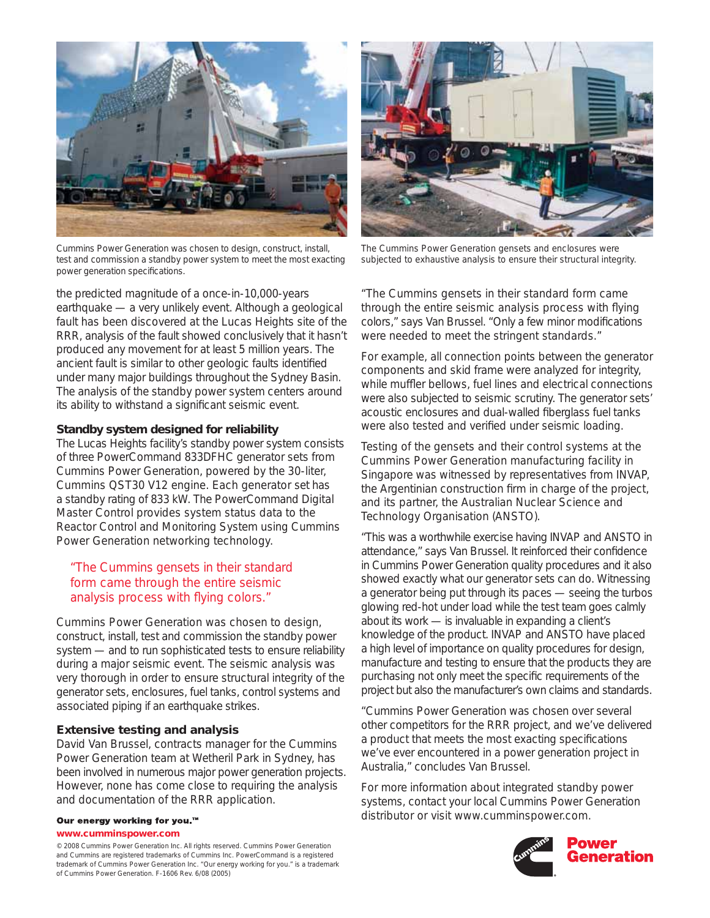Cummins Power Generation was chosen to design, construct, install, test and commission a standby power system to meet the most exacting power generation specifications.

The Cummins Power Generation gensets and enclosures were subjected to exhaustive analysis to ensure their structural integrity.

the predicted magnitude of a once-in-10,000-years earthquake — a very unlikely event. Although a geological fault has been discovered at the Lucas Heights site of the RRR, analysis of the fault showed conclusively that it hasn't produced any movement for at least 5 million years. The ancient fault is similar to other geologic faults identified under many major buildings throughout the Sydney Basin. The analysis of the standby power system centers around its ability to withstand a significant seismic event.

### Standby system designed for reliability

The Lucas Heights facility's standby power system consists of three PowerCommand 833DFHC generator sets from Cummins Power Generation, powered by the 30-liter, Cummins QST30 V12 engine. Each generator set has a standby rating of 833 kW. The PowerCommand Digital Master Control provides system status data to the Reactor Control and Monitoring System using Cummins Power Generation networking technology.

> "The Cummins gensets in their standard form came through the entire seismic analysis process with flying colors."

Cummins Power Generation was chosen to design, construct, install, test and commission the standby power system — and to run sophisticated tests to ensure reliability during a major seismic event. The seismic analysis was very thorough in order to ensure structural integrity of the generator sets, enclosures, fuel tanks, control systems and associated piping if an earthquake strikes.

### Extensive testing and analysis

David Van Brussel, contracts manager for the Cummins Power Generation team at Wetheril Park in Sydney, has been involved in numerous major power generation projects. However, none has come close to requiring the analysis and documentation of the RRR application.

"The Cummins gensets in their standard form came through the entire seismic analysis process with flying colors," says Van Brussel. "Only a few minor modifications were needed to meet the stringent standards."

For example, all connection points between the generator components and skid frame were analyzed for integrity, while muffler bellows, fuel lines and electrical connections were also subjected to seismic scrutiny. The generator sets' acoustic enclosures and dual-walled fiberglass fuel tanks were also tested and verified under seismic loading.

Testing of the gensets and their control systems at the Cummins Power Generation manufacturing facility in Singapore was witnessed by representatives from INVAP, the Argentinian construction firm in charge of the project, and its partner, the Australian Nuclear Science and Technology Organisation (ANSTO).

"This was a worthwhile exercise having INVAP and ANSTO in attendance," says Van Brussel. It reinforced their confidence in Cummins Power Generation quality procedures and it also showed exactly what our generator sets can do. Witnessing a generator being put through its paces — seeing the turbos glowing red-hot under load while the test team goes calmly about its work — is invaluable in expanding a client's knowledge of the product. INVAP and ANSTO have placed a high level of importance on quality procedures for design, manufacture and testing to ensure that the products they are purchasing not only meet the specific requirements of the project but also the manufacturer's own claims and standards.

"Cummins Power Generation was chosen over several other competitors for the RRR project, and we've delivered a product that meets the most exacting specifications we've ever encountered in a power generation project in Australia," concludes Van Brussel.

For more information about integrated standby power systems, contact your local Cummins Power Generation distributor or visit www.cumminspower.com.

**Our energy working for you.™**

**www.cumminspower.com**

© 2008 Cummins Power Generation Inc. All rights reserved. Cummins Power Generation and Cummins are registered trademarks of Cummins Inc. PowerCommand is a registered trademark of Cummins Power Generation Inc. "Our energy working for you." is a trademark of Cummins Power Generation. F-1606 Rev. 6/08 (2005)

Cummins Power Generation